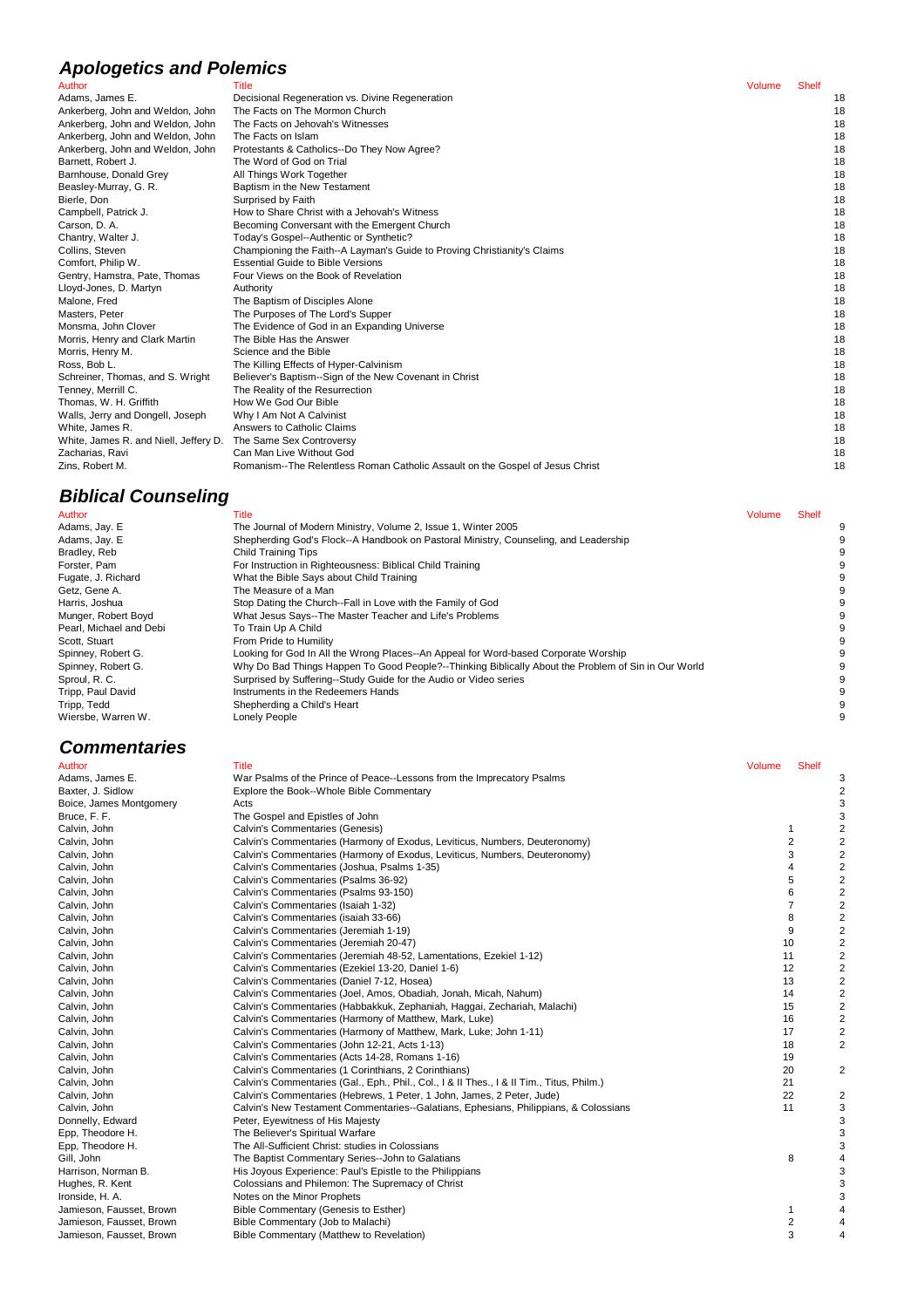## Apologetics and Polemics

| Author | Title | Volume | Shelf |
|---|---|---|---|
| Adams, James E. | Decisional Regeneration vs. Divine Regeneration | | 18 |
| Ankerberg, John and Weldon, John | The Facts on The Mormon Church | | 18 |
| Ankerberg, John and Weldon, John | The Facts on Jehovah's Witnesses | | 18 |
| Ankerberg, John and Weldon, John | The Facts on Islam | | 18 |
| Ankerberg, John and Weldon, John | Protestants & Catholics--Do They Now Agree? | | 18 |
| Barnett, Robert J. | The Word of God on Trial | | 18 |
| Barnhouse, Donald Grey | All Things Work Together | | 18 |
| Beasley-Murray, G. R. | Baptism in the New Testament | | 18 |
| Bierle, Don | Surprised by Faith | | 18 |
| Campbell, Patrick J. | How to Share Christ with a Jehovah's Witness | | 18 |
| Carson, D. A. | Becoming Conversant with the Emergent Church | | 18 |
| Chantry, Walter J. | Today's Gospel--Authentic or Synthetic? | | 18 |
| Collins, Steven | Championing the Faith--A Layman's Guide to Proving Christianity's Claims | | 18 |
| Comfort, Philip W. | Essential Guide to Bible Versions | | 18 |
| Gentry, Hamstra, Pate, Thomas | Four Views on the Book of Revelation | | 18 |
| Lloyd-Jones, D. Martyn | Authority | | 18 |
| Malone, Fred | The Baptism of Disciples Alone | | 18 |
| Masters, Peter | The Purposes of The Lord's Supper | | 18 |
| Monsma, John Clover | The Evidence of God in an Expanding Universe | | 18 |
| Morris, Henry and Clark Martin | The Bible Has the Answer | | 18 |
| Morris, Henry M. | Science and the Bible | | 18 |
| Ross, Bob L. | The Killing Effects of Hyper-Calvinism | | 18 |
| Schreiner, Thomas, and S. Wright | Believer's Baptism--Sign of the New Covenant in Christ | | 18 |
| Tenney, Merrill C. | The Reality of the Resurrection | | 18 |
| Thomas, W. H. Griffith | How We God Our Bible | | 18 |
| Walls, Jerry and Dongell, Joseph | Why I Am Not A Calvinist | | 18 |
| White, James R. | Answers to Catholic Claims | | 18 |
| White, James R. and Niell, Jeffery D. | The Same Sex Controversy | | 18 |
| Zacharias, Ravi | Can Man Live Without God | | 18 |
| Zins, Robert M. | Romanism--The Relentless Roman Catholic Assault on the Gospel of Jesus Christ | | 18 |

## Biblical Counseling

| Author | Title | Volume | Shelf |
|---|---|---|---|
| Adams, Jay. E | The Journal of Modern Ministry, Volume 2, Issue 1, Winter 2005 | | 9 |
| Adams, Jay. E | Shepherding God's Flock--A Handbook on Pastoral Ministry, Counseling, and Leadership | | 9 |
| Bradley, Reb | Child Training Tips | | 9 |
| Forster, Pam | For Instruction in Righteousness: Biblical Child Training | | 9 |
| Fugate, J. Richard | What the Bible Says about Child Training | | 9 |
| Getz, Gene A. | The Measure of a Man | | 9 |
| Harris, Joshua | Stop Dating the Church--Fall in Love with the Family of God | | 9 |
| Munger, Robert Boyd | What Jesus Says--The Master Teacher and Life's Problems | | 9 |
| Pearl, Michael and Debi | To Train Up A Child | | 9 |
| Scott, Stuart | From Pride to Humility | | 9 |
| Spinney, Robert G. | Looking for God In All the Wrong Places--An Appeal for Word-based Corporate Worship | | 9 |
| Spinney, Robert G. | Why Do Bad Things Happen To Good People?--Thinking Biblically About the Problem of Sin in Our World | | 9 |
| Sproul, R. C. | Surprised by Suffering--Study Guide for the Audio or Video series | | 9 |
| Tripp, Paul David | Instruments in the Redeemers Hands | | 9 |
| Tripp, Tedd | Shepherding a Child's Heart | | 9 |
| Wiersbe, Warren W. | Lonely People | | 9 |

## Commentaries

| Author | Title | Volume | Shelf |
|---|---|---|---|
| Adams, James E. | War Psalms of the Prince of Peace--Lessons from the Imprecatory Psalms | | 3 |
| Baxter, J. Sidlow | Explore the Book--Whole Bible Commentary | | 2 |
| Boice, James Montgomery | Acts | | 3 |
| Bruce, F. F. | The Gospel and Epistles of John | | 3 |
| Calvin, John | Calvin's Commentaries (Genesis) | 1 | 2 |
| Calvin, John | Calvin's Commentaries (Harmony of Exodus, Leviticus, Numbers, Deuteronomy) | 2 | 2 |
| Calvin, John | Calvin's Commentaries (Harmony of Exodus, Leviticus, Numbers, Deuteronomy) | 3 | 2 |
| Calvin, John | Calvin's Commentaries (Joshua, Psalms 1-35) | 4 | 2 |
| Calvin, John | Calvin's Commentaries (Psalms 36-92) | 5 | 2 |
| Calvin, John | Calvin's Commentaries (Psalms 93-150) | 6 | 2 |
| Calvin, John | Calvin's Commentaries (Isaiah 1-32) | 7 | 2 |
| Calvin, John | Calvin's Commentaries (isaiah 33-66) | 8 | 2 |
| Calvin, John | Calvin's Commentaries (Jeremiah 1-19) | 9 | 2 |
| Calvin, John | Calvin's Commentaries (Jeremiah 20-47) | 10 | 2 |
| Calvin, John | Calvin's Commentaries (Jeremiah 48-52, Lamentations, Ezekiel 1-12) | 11 | 2 |
| Calvin, John | Calvin's Commentaries (Ezekiel 13-20, Daniel 1-6) | 12 | 2 |
| Calvin, John | Calvin's Commentaries (Daniel 7-12, Hosea) | 13 | 2 |
| Calvin, John | Calvin's Commentaries (Joel, Amos, Obadiah, Jonah, Micah, Nahum) | 14 | 2 |
| Calvin, John | Calvin's Commentaries (Habbakkuk, Zephaniah, Haggai, Zechariah, Malachi) | 15 | 2 |
| Calvin, John | Calvin's Commentaries (Harmony of Matthew, Mark, Luke) | 16 | 2 |
| Calvin, John | Calvin's Commentaries (Harmony of Matthew, Mark, Luke; John 1-11) | 17 | 2 |
| Calvin, John | Calvin's Commentaries (John 12-21, Acts 1-13) | 18 | 2 |
| Calvin, John | Calvin's Commentaries (Acts 14-28, Romans 1-16) | 19 | |
| Calvin, John | Calvin's Commentaries (1 Corinthians, 2 Corinthians) | 20 | 2 |
| Calvin, John | Calvin's Commentaries (Gal., Eph., Phil., Col., I & II Thes., I & II Tim., Titus, Philm.) | 21 | |
| Calvin, John | Calvin's Commentaries (Hebrews, 1 Peter, 1 John, James, 2 Peter, Jude) | 22 | 2 |
| Calvin, John | Calvin's New Testament Commentaries--Galatians, Ephesians, Philippians, & Colossians | 11 | 3 |
| Donnelly, Edward | Peter, Eyewitness of His Majesty | | 3 |
| Epp, Theodore H. | The Believer's Spiritual Warfare | | 3 |
| Epp, Theodore H. | The All-Sufficient Christ: studies in Colossians | | 3 |
| Gill, John | The Baptist Commentary Series--John to Galatians | 8 | 4 |
| Harrison, Norman B. | His Joyous Experience: Paul's Epistle to the Philippians | | 3 |
| Hughes, R. Kent | Colossians and Philemon: The Supremacy of Christ | | 3 |
| Ironside, H. A. | Notes on the Minor Prophets | | 3 |
| Jamieson, Fausset, Brown | Bible Commentary (Genesis to Esther) | 1 | 4 |
| Jamieson, Fausset, Brown | Bible Commentary (Job to Malachi) | 2 | 4 |
| Jamieson, Fausset, Brown | Bible Commentary (Matthew to Revelation) | 3 | 4 |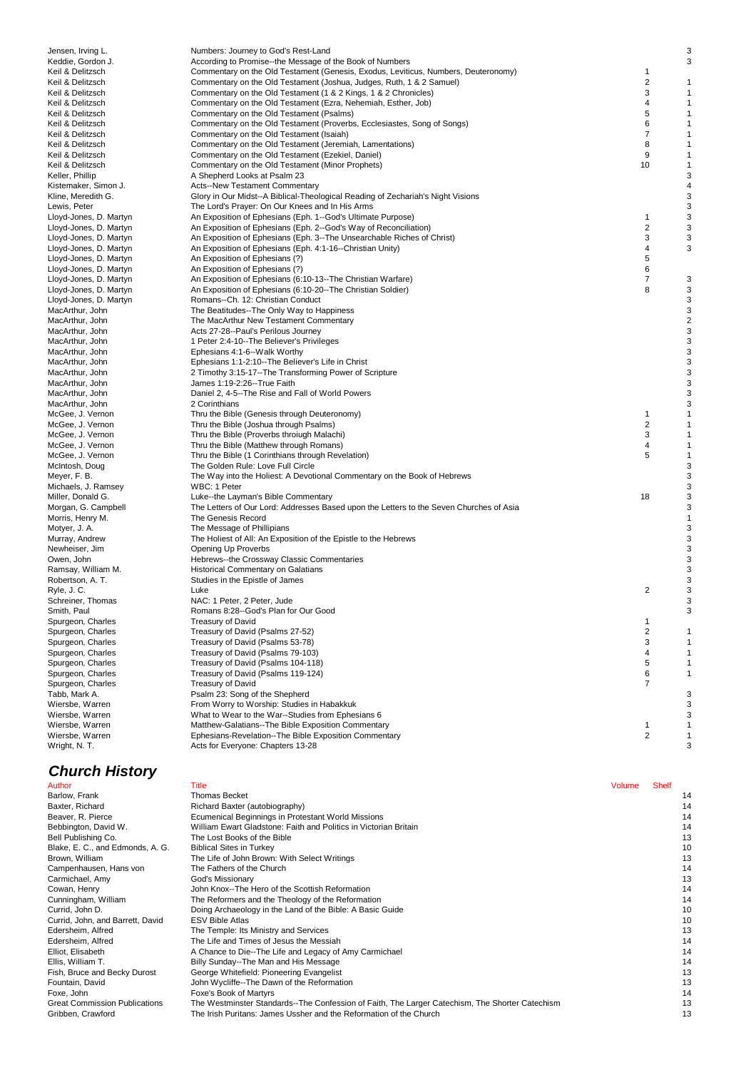| Author | Title | Volume | Shelf |
|---|---|---|---|
| Jensen, Irving L. | Numbers: Journey to God's Rest-Land | | 3 |
| Keddie, Gordon J. | According to Promise--the Message of the Book of Numbers | | 3 |
| Keil & Delitzsch | Commentary on the Old Testament (Genesis, Exodus, Leviticus, Numbers, Deuteronomy) | 1 | |
| Keil & Delitzsch | Commentary on the Old Testament (Joshua, Judges, Ruth, 1 & 2 Samuel) | 2 | 1 |
| Keil & Delitzsch | Commentary on the Old Testament (1 & 2 Kings, 1 & 2 Chronicles) | 3 | 1 |
| Keil & Delitzsch | Commentary on the Old Testament (Ezra, Nehemiah, Esther, Job) | 4 | 1 |
| Keil & Delitzsch | Commentary on the Old Testament (Psalms) | 5 | 1 |
| Keil & Delitzsch | Commentary on the Old Testament (Proverbs, Ecclesiastes, Song of Songs) | 6 | 1 |
| Keil & Delitzsch | Commentary on the Old Testament (Isaiah) | 7 | 1 |
| Keil & Delitzsch | Commentary on the Old Testament (Jeremiah, Lamentations) | 8 | 1 |
| Keil & Delitzsch | Commentary on the Old Testament (Ezekiel, Daniel) | 9 | 1 |
| Keil & Delitzsch | Commentary on the Old Testament (Minor Prophets) | 10 | 1 |
| Keller, Phillip | A Shepherd Looks at Psalm 23 | | 3 |
| Kistemaker, Simon J. | Acts--New Testament Commentary | | 4 |
| Kline, Meredith G. | Glory in Our Midst--A Biblical-Theological Reading of Zechariah's Night Visions | | 3 |
| Lewis, Peter | The Lord's Prayer: On Our Knees and In His Arms | | 3 |
| Lloyd-Jones, D. Martyn | An Exposition of Ephesians (Eph. 1--God's Ultimate Purpose) | 1 | 3 |
| Lloyd-Jones, D. Martyn | An Exposition of Ephesians (Eph. 2--God's Way of Reconciliation) | 2 | 3 |
| Lloyd-Jones, D. Martyn | An Exposition of Ephesians (Eph. 3--The Unsearchable Riches of Christ) | 3 | 3 |
| Lloyd-Jones, D. Martyn | An Exposition of Ephesians (Eph. 4:1-16--Christian Unity) | 4 | 3 |
| Lloyd-Jones, D. Martyn | An Exposition of Ephesians (?) | 5 | |
| Lloyd-Jones, D. Martyn | An Exposition of Ephesians (?) | 6 | |
| Lloyd-Jones, D. Martyn | An Exposition of Ephesians (6:10-13--The Christian Warfare) | 7 | 3 |
| Lloyd-Jones, D. Martyn | An Exposition of Ephesians (6:10-20--The Christian Soldier) | 8 | 3 |
| Lloyd-Jones, D. Martyn | Romans--Ch. 12: Christian Conduct | | 3 |
| MacArthur, John | The Beatitudes--The Only Way to Happiness | | 3 |
| MacArthur, John | The MacArthur New Testament Commentary | | 2 |
| MacArthur, John | Acts 27-28--Paul's Perilous Journey | | 3 |
| MacArthur, John | 1 Peter 2:4-10--The Believer's Privileges | | 3 |
| MacArthur, John | Ephesians 4:1-6--Walk Worthy | | 3 |
| MacArthur, John | Ephesians 1:1-2:10--The Believer's Life in Christ | | 3 |
| MacArthur, John | 2 Timothy 3:15-17--The Transforming Power of Scripture | | 3 |
| MacArthur, John | James 1:19-2:26--True Faith | | 3 |
| MacArthur, John | Daniel 2, 4-5--The Rise and Fall of World Powers | | 3 |
| MacArthur, John | 2 Corinthians | | 3 |
| McGee, J. Vernon | Thru the Bible (Genesis through Deuteronomy) | 1 | 1 |
| McGee, J. Vernon | Thru the Bible (Joshua through Psalms) | 2 | 1 |
| McGee, J. Vernon | Thru the Bible (Proverbs throiugh Malachi) | 3 | 1 |
| McGee, J. Vernon | Thru the Bible (Matthew through Romans) | 4 | 1 |
| McGee, J. Vernon | Thru the Bible (1 Corinthians through Revelation) | 5 | 1 |
| McIntosh, Doug | The Golden Rule: Love Full Circle | | 3 |
| Meyer, F. B. | The Way into the Holiest: A Devotional Commentary on the Book of Hebrews | | 3 |
| Michaels, J. Ramsey | WBC: 1 Peter | | 3 |
| Miller, Donald G. | Luke--the Layman's Bible Commentary | 18 | 3 |
| Morgan, G. Campbell | The Letters of Our Lord: Addresses Based upon the Letters to the Seven Churches of Asia | | 3 |
| Morris, Henry M. | The Genesis Record | | 1 |
| Motyer, J. A. | The Message of Phillipians | | 3 |
| Murray, Andrew | The Holiest of All: An Exposition of the Epistle to the Hebrews | | 3 |
| Newheiser, Jim | Opening Up Proverbs | | 3 |
| Owen, John | Hebrews--the Crossway Classic Commentaries | | 3 |
| Ramsay, William M. | Historical Commentary on Galatians | | 3 |
| Robertson, A. T. | Studies in the Epistle of James | | 3 |
| Ryle, J. C. | Luke | 2 | 3 |
| Schreiner, Thomas | NAC: 1 Peter, 2 Peter, Jude | | 3 |
| Smith, Paul | Romans 8:28--God's Plan for Our Good | | 3 |
| Spurgeon, Charles | Treasury of David | 1 | |
| Spurgeon, Charles | Treasury of David (Psalms 27-52) | 2 | 1 |
| Spurgeon, Charles | Treasury of David (Psalms 53-78) | 3 | 1 |
| Spurgeon, Charles | Treasury of David (Psalms 79-103) | 4 | 1 |
| Spurgeon, Charles | Treasury of David (Psalms 104-118) | 5 | 1 |
| Spurgeon, Charles | Treasury of David (Psalms 119-124) | 6 | 1 |
| Spurgeon, Charles | Treasury of David | 7 | |
| Tabb, Mark A. | Psalm 23: Song of the Shepherd | | 3 |
| Wiersbe, Warren | From Worry to Worship: Studies in Habakkuk | | 3 |
| Wiersbe, Warren | What to Wear to the War--Studies from Ephesians 6 | | 3 |
| Wiersbe, Warren | Matthew-Galatians--The Bible Exposition Commentary | 1 | 1 |
| Wiersbe, Warren | Ephesians-Revelation--The Bible Exposition Commentary | 2 | 1 |
| Wright, N. T. | Acts for Everyone: Chapters 13-28 | | 3 |

## *Church History*

| Author | Title | Volume | Shelf |
|---|---|---|---|
| Barlow, Frank | Thomas Becket | | 14 |
| Baxter, Richard | Richard Baxter (autobiography) | | 14 |
| Beaver, R. Pierce | Ecumenical Beginnings in Protestant World Missions | | 14 |
| Bebbington, David W. | William Ewart Gladstone: Faith and Politics in Victorian Britain | | 14 |
| Bell Publishing Co. | The Lost Books of the Bible | | 13 |
| Blake, E. C., and Edmonds, A. G. | Biblical Sites in Turkey | | 10 |
| Brown, William | The Life of John Brown: With Select Writings | | 13 |
| Campenhausen, Hans von | The Fathers of the Church | | 14 |
| Carmichael, Amy | God's Missionary | | 13 |
| Cowan, Henry | John Knox--The Hero of the Scottish Reformation | | 14 |
| Cunningham, William | The Reformers and the Theology of the Reformation | | 14 |
| Currid, John D. | Doing Archaeology in the Land of the Bible: A Basic Guide | | 10 |
| Currid, John, and Barrett, David | ESV Bible Atlas | | 10 |
| Edersheim, Alfred | The Temple: Its Ministry and Services | | 13 |
| Edersheim, Alfred | The Life and Times of Jesus the Messiah | | 14 |
| Elliot, Elisabeth | A Chance to Die--The Life and Legacy of Amy Carmichael | | 14 |
| Ellis, William T. | Billy Sunday--The Man and His Message | | 14 |
| Fish, Bruce and Becky Durost | George Whitefield: Pioneering Evangelist | | 13 |
| Fountain, David | John Wycliffe--The Dawn of the Reformation | | 13 |
| Foxe, John | Foxe's Book of Martyrs | | 14 |
| Great Commission Publications | The Westminster Standards--The Confession of Faith, The Larger Catechism, The Shorter Catechism | | 13 |
| Gribben, Crawford | The Irish Puritans: James Ussher and the Reformation of the Church | | 13 |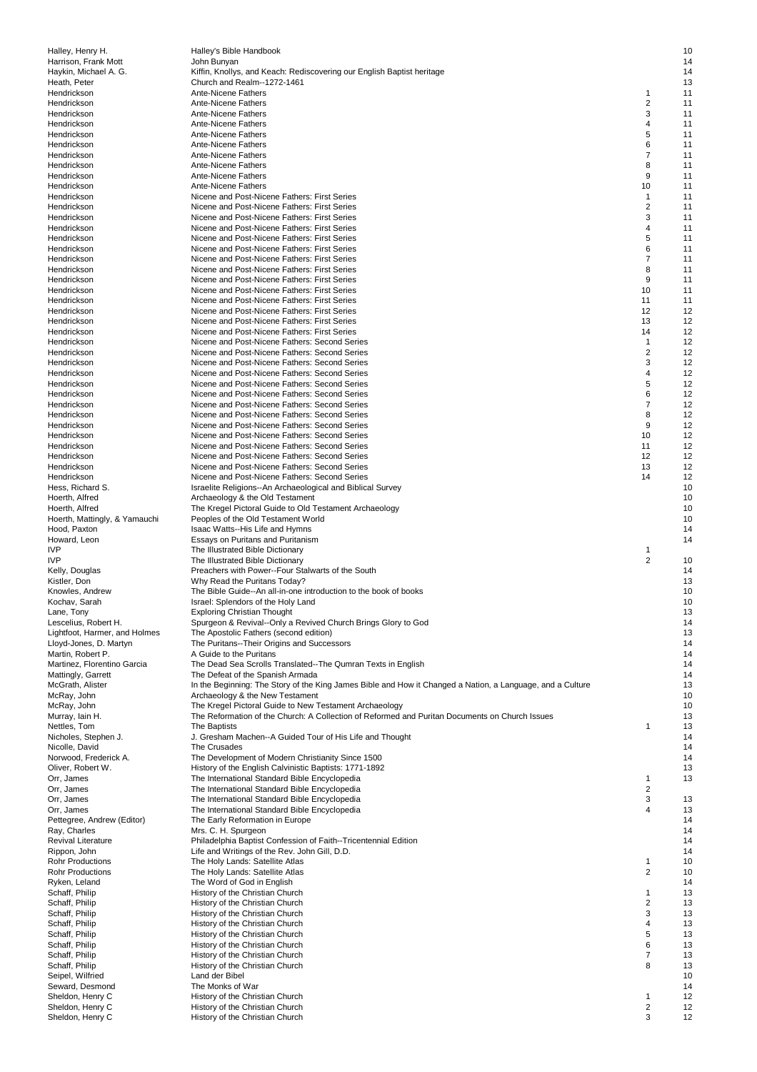| | | | |
|---|---|---|---|
| Halley, Henry H. | Halley's Bible Handbook | | 10 |
| Harrison, Frank Mott | John Bunyan | | 14 |
| Haykin, Michael A. G. | Kiffin, Knollys, and Keach: Rediscovering our English Baptist heritage | | 14 |
| Heath, Peter | Church and Realm--1272-1461 | | 13 |
| Hendrickson | Ante-Nicene Fathers | 1 | 11 |
| Hendrickson | Ante-Nicene Fathers | 2 | 11 |
| Hendrickson | Ante-Nicene Fathers | 3 | 11 |
| Hendrickson | Ante-Nicene Fathers | 4 | 11 |
| Hendrickson | Ante-Nicene Fathers | 5 | 11 |
| Hendrickson | Ante-Nicene Fathers | 6 | 11 |
| Hendrickson | Ante-Nicene Fathers | 7 | 11 |
| Hendrickson | Ante-Nicene Fathers | 8 | 11 |
| Hendrickson | Ante-Nicene Fathers | 9 | 11 |
| Hendrickson | Ante-Nicene Fathers | 10 | 11 |
| Hendrickson | Nicene and Post-Nicene Fathers: First Series | 1 | 11 |
| Hendrickson | Nicene and Post-Nicene Fathers: First Series | 2 | 11 |
| Hendrickson | Nicene and Post-Nicene Fathers: First Series | 3 | 11 |
| Hendrickson | Nicene and Post-Nicene Fathers: First Series | 4 | 11 |
| Hendrickson | Nicene and Post-Nicene Fathers: First Series | 5 | 11 |
| Hendrickson | Nicene and Post-Nicene Fathers: First Series | 6 | 11 |
| Hendrickson | Nicene and Post-Nicene Fathers: First Series | 7 | 11 |
| Hendrickson | Nicene and Post-Nicene Fathers: First Series | 8 | 11 |
| Hendrickson | Nicene and Post-Nicene Fathers: First Series | 9 | 11 |
| Hendrickson | Nicene and Post-Nicene Fathers: First Series | 10 | 11 |
| Hendrickson | Nicene and Post-Nicene Fathers: First Series | 11 | 11 |
| Hendrickson | Nicene and Post-Nicene Fathers: First Series | 12 | 12 |
| Hendrickson | Nicene and Post-Nicene Fathers: First Series | 13 | 12 |
| Hendrickson | Nicene and Post-Nicene Fathers: First Series | 14 | 12 |
| Hendrickson | Nicene and Post-Nicene Fathers: Second Series | 1 | 12 |
| Hendrickson | Nicene and Post-Nicene Fathers: Second Series | 2 | 12 |
| Hendrickson | Nicene and Post-Nicene Fathers: Second Series | 3 | 12 |
| Hendrickson | Nicene and Post-Nicene Fathers: Second Series | 4 | 12 |
| Hendrickson | Nicene and Post-Nicene Fathers: Second Series | 5 | 12 |
| Hendrickson | Nicene and Post-Nicene Fathers: Second Series | 6 | 12 |
| Hendrickson | Nicene and Post-Nicene Fathers: Second Series | 7 | 12 |
| Hendrickson | Nicene and Post-Nicene Fathers: Second Series | 8 | 12 |
| Hendrickson | Nicene and Post-Nicene Fathers: Second Series | 9 | 12 |
| Hendrickson | Nicene and Post-Nicene Fathers: Second Series | 10 | 12 |
| Hendrickson | Nicene and Post-Nicene Fathers: Second Series | 11 | 12 |
| Hendrickson | Nicene and Post-Nicene Fathers: Second Series | 12 | 12 |
| Hendrickson | Nicene and Post-Nicene Fathers: Second Series | 13 | 12 |
| Hendrickson | Nicene and Post-Nicene Fathers: Second Series | 14 | 12 |
| Hess, Richard S. | Israelite Religions--An Archaeological and Biblical Survey | | 10 |
| Hoerth, Alfred | Archaeology & the Old Testament | | 10 |
| Hoerth, Alfred | The Kregel Pictoral Guide to Old Testament Archaeology | | 10 |
| Hoerth, Mattingly, & Yamauchi | Peoples of the Old Testament World | | 10 |
| Hood, Paxton | Isaac Watts--His Life and Hymns | | 14 |
| Howard, Leon | Essays on Puritans and Puritanism | | 14 |
| IVP | The Illustrated Bible Dictionary | 1 | |
| IVP | The Illustrated Bible Dictionary | 2 | 10 |
| Kelly, Douglas | Preachers with Power--Four Stalwarts of the South | | 14 |
| Kistler, Don | Why Read the Puritans Today? | | 13 |
| Knowles, Andrew | The Bible Guide--An all-in-one introduction to the book of books | | 10 |
| Kochav, Sarah | Israel: Splendors of the Holy Land | | 10 |
| Lane, Tony | Exploring Christian Thought | | 13 |
| Lescelius, Robert H. | Spurgeon & Revival--Only a Revived Church Brings Glory to God | | 14 |
| Lightfoot, Harmer, and Holmes | The Apostolic Fathers (second edition) | | 13 |
| Lloyd-Jones, D. Martyn | The Puritans--Their Origins and Successors | | 14 |
| Martin, Robert P. | A Guide to the Puritans | | 14 |
| Martinez, Florentino Garcia | The Dead Sea Scrolls Translated--The Qumran Texts in English | | 14 |
| Mattingly, Garrett | The Defeat of the Spanish Armada | | 14 |
| McGrath, Alister | In the Beginning: The Story of the King James Bible and How it Changed a Nation, a Language, and a Culture | | 13 |
| McRay, John | Archaeology & the New Testament | | 10 |
| McRay, John | The Kregel Pictoral Guide to New Testament Archaeology | | 10 |
| Murray, Iain H. | The Reformation of the Church: A Collection of Reformed and Puritan Documents on Church Issues | | 13 |
| Nettles, Tom | The Baptists | 1 | 13 |
| Nicholes, Stephen J. | J. Gresham Machen--A Guided Tour of His Life and Thought | | 14 |
| Nicolle, David | The Crusades | | 14 |
| Norwood, Frederick A. | The Development of Modern Christianity Since 1500 | | 14 |
| Oliver, Robert W. | History of the English Calvinistic Baptists: 1771-1892 | | 13 |
| Orr, James | The International Standard Bible Encyclopedia | 1 | 13 |
| Orr, James | The International Standard Bible Encyclopedia | 2 | |
| Orr, James | The International Standard Bible Encyclopedia | 3 | 13 |
| Orr, James | The International Standard Bible Encyclopedia | 4 | 13 |
| Pettegree, Andrew (Editor) | The Early Reformation in Europe | | 14 |
| Ray, Charles | Mrs. C. H. Spurgeon | | 14 |
| Revival Literature | Philadelphia Baptist Confession of Faith--Tricentennial Edition | | 14 |
| Rippon, John | Life and Writings of the Rev. John Gill, D.D. | | 14 |
| Rohr Productions | The Holy Lands: Satellite Atlas | 1 | 10 |
| Rohr Productions | The Holy Lands: Satellite Atlas | 2 | 10 |
| Ryken, Leland | The Word of God in English | | 14 |
| Schaff, Philip | History of the Christian Church | 1 | 13 |
| Schaff, Philip | History of the Christian Church | 2 | 13 |
| Schaff, Philip | History of the Christian Church | 3 | 13 |
| Schaff, Philip | History of the Christian Church | 4 | 13 |
| Schaff, Philip | History of the Christian Church | 5 | 13 |
| Schaff, Philip | History of the Christian Church | 6 | 13 |
| Schaff, Philip | History of the Christian Church | 7 | 13 |
| Schaff, Philip | History of the Christian Church | 8 | 13 |
| Seipel, Wilfried | Land der Bibel | | 10 |
| Seward, Desmond | The Monks of War | | 14 |
| Sheldon, Henry C | History of the Christian Church | 1 | 12 |
| Sheldon, Henry C | History of the Christian Church | 2 | 12 |
| Sheldon, Henry C | History of the Christian Church | 3 | 12 |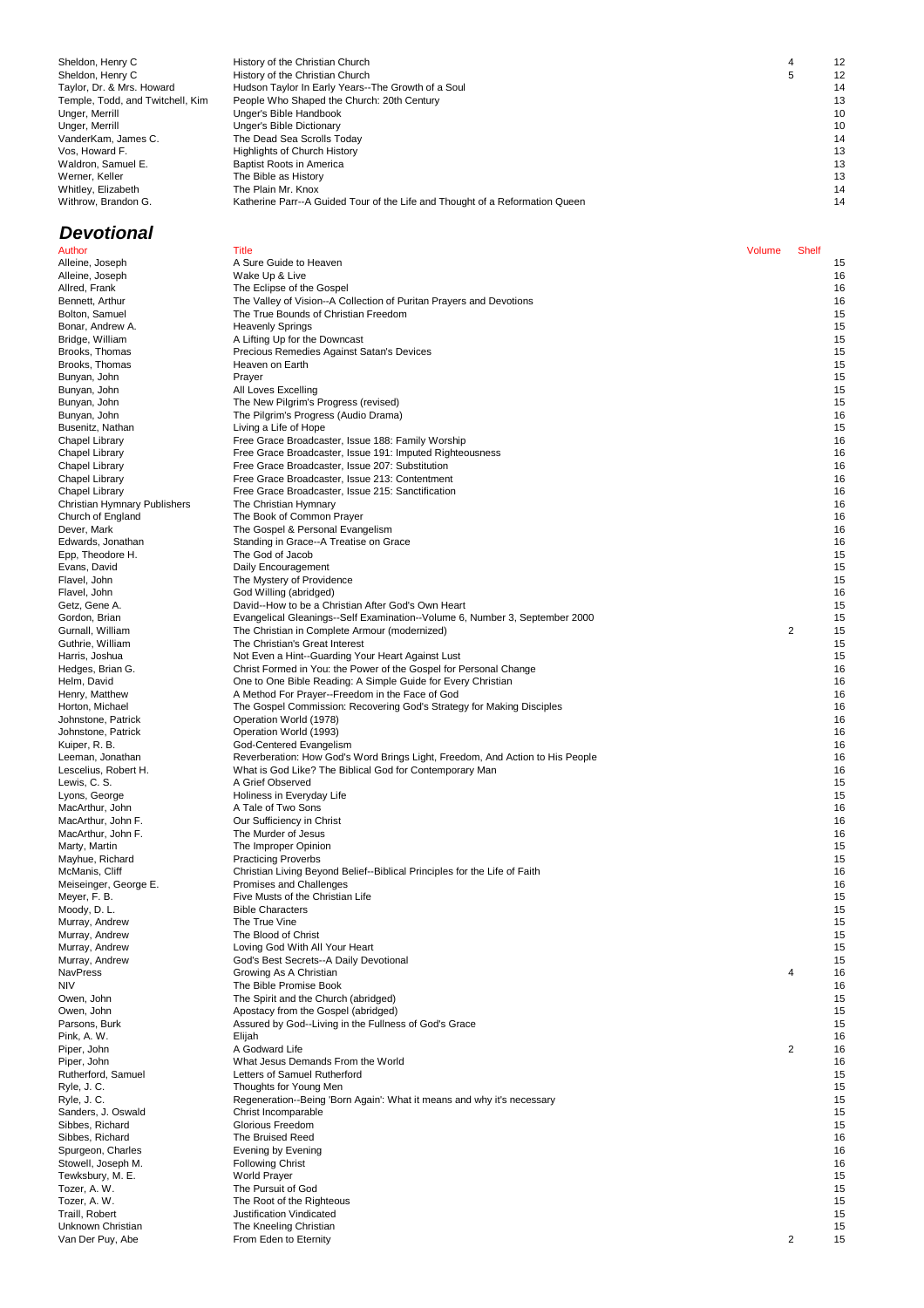| Author | Title | Volume | Shelf |
|---|---|---|---|
| Sheldon, Henry C | History of the Christian Church | 4 | 12 |
| Sheldon, Henry C | History of the Christian Church | 5 | 12 |
| Taylor, Dr. & Mrs. Howard | Hudson Taylor In Early Years--The Growth of a Soul | | 14 |
| Temple, Todd, and Twitchell, Kim | People Who Shaped the Church: 20th Century | | 13 |
| Unger, Merrill | Unger's Bible Handbook | | 10 |
| Unger, Merrill | Unger's Bible Dictionary | | 10 |
| VanderKam, James C. | The Dead Sea Scrolls Today | | 14 |
| Vos, Howard F. | Highlights of Church History | | 13 |
| Waldron, Samuel E. | Baptist Roots in America | | 13 |
| Werner, Keller | The Bible as History | | 13 |
| Whitley, Elizabeth | The Plain Mr. Knox | | 14 |
| Withrow, Brandon G. | Katherine Parr--A Guided Tour of the Life and Thought of a Reformation Queen | | 14 |

## *Devotional*

| Author | Title | Volume | Shelf |
|---|---|---|---|
| Alleine, Joseph | A Sure Guide to Heaven | | 15 |
| Alleine, Joseph | Wake Up & Live | | 16 |
| Allred, Frank | The Eclipse of the Gospel | | 16 |
| Bennett, Arthur | The Valley of Vision--A Collection of Puritan Prayers and Devotions | | 16 |
| Bolton, Samuel | The True Bounds of Christian Freedom | | 15 |
| Bonar, Andrew A. | Heavenly Springs | | 15 |
| Bridge, William | A Lifting Up for the Downcast | | 15 |
| Brooks, Thomas | Precious Remedies Against Satan's Devices | | 15 |
| Brooks, Thomas | Heaven on Earth | | 15 |
| Bunyan, John | Prayer | | 15 |
| Bunyan, John | All Loves Excelling | | 15 |
| Bunyan, John | The New Pilgrim's Progress (revised) | | 15 |
| Bunyan, John | The Pilgrim's Progress (Audio Drama) | | 16 |
| Busenitz, Nathan | Living a Life of Hope | | 15 |
| Chapel Library | Free Grace Broadcaster, Issue 188: Family Worship | | 16 |
| Chapel Library | Free Grace Broadcaster, Issue 191: Imputed Righteousness | | 16 |
| Chapel Library | Free Grace Broadcaster, Issue 207: Substitution | | 16 |
| Chapel Library | Free Grace Broadcaster, Issue 213: Contentment | | 16 |
| Chapel Library | Free Grace Broadcaster, Issue 215: Sanctification | | 16 |
| Christian Hymnary Publishers | The Christian Hymnary | | 16 |
| Church of England | The Book of Common Prayer | | 16 |
| Dever, Mark | The Gospel & Personal Evangelism | | 16 |
| Edwards, Jonathan | Standing in Grace--A Treatise on Grace | | 16 |
| Epp, Theodore H. | The God of Jacob | | 15 |
| Evans, David | Daily Encouragement | | 15 |
| Flavel, John | The Mystery of Providence | | 15 |
| Flavel, John | God Willing (abridged) | | 16 |
| Getz, Gene A. | David--How to be a Christian After God's Own Heart | | 15 |
| Gordon, Brian | Evangelical Gleanings--Self Examination--Volume 6, Number 3, September 2000 | | 15 |
| Gurnall, William | The Christian in Complete Armour (modernized) | 2 | 15 |
| Guthrie, William | The Christian's Great Interest | | 15 |
| Harris, Joshua | Not Even a Hint--Guarding Your Heart Against Lust | | 15 |
| Hedges, Brian G. | Christ Formed in You: the Power of the Gospel for Personal Change | | 16 |
| Helm, David | One to One Bible Reading: A Simple Guide for Every Christian | | 16 |
| Henry, Matthew | A Method For Prayer--Freedom in the Face of God | | 16 |
| Horton, Michael | The Gospel Commission: Recovering God's Strategy for Making Disciples | | 16 |
| Johnstone, Patrick | Operation World (1978) | | 16 |
| Johnstone, Patrick | Operation World (1993) | | 16 |
| Kuiper, R. B. | God-Centered Evangelism | | 16 |
| Leeman, Jonathan | Reverberation: How God's Word Brings Light, Freedom, And Action to His People | | 16 |
| Lescelius, Robert H. | What is God Like? The Biblical God for Contemporary Man | | 16 |
| Lewis, C. S. | A Grief Observed | | 15 |
| Lyons, George | Holiness in Everyday Life | | 15 |
| MacArthur, John | A Tale of Two Sons | | 16 |
| MacArthur, John F. | Our Sufficiency in Christ | | 16 |
| MacArthur, John F. | The Murder of Jesus | | 16 |
| Marty, Martin | The Improper Opinion | | 15 |
| Mayhue, Richard | Practicing Proverbs | | 15 |
| McManis, Cliff | Christian Living Beyond Belief--Biblical Principles for the Life of Faith | | 16 |
| Meiseinger, George E. | Promises and Challenges | | 16 |
| Meyer, F. B. | Five Musts of the Christian Life | | 15 |
| Moody, D. L. | Bible Characters | | 15 |
| Murray, Andrew | The True Vine | | 15 |
| Murray, Andrew | The Blood of Christ | | 15 |
| Murray, Andrew | Loving God With All Your Heart | | 15 |
| Murray, Andrew | God's Best Secrets--A Daily Devotional | | 15 |
| NavPress | Growing As A Christian | 4 | 16 |
| NIV | The Bible Promise Book | | 16 |
| Owen, John | The Spirit and the Church (abridged) | | 15 |
| Owen, John | Apostacy from the Gospel (abridged) | | 15 |
| Parsons, Burk | Assured by God--Living in the Fullness of God's Grace | | 15 |
| Pink, A. W. | Elijah | | 16 |
| Piper, John | A Godward Life | 2 | 16 |
| Piper, John | What Jesus Demands From the World | | 16 |
| Rutherford, Samuel | Letters of Samuel Rutherford | | 15 |
| Ryle, J. C. | Thoughts for Young Men | | 15 |
| Ryle, J. C. | Regeneration--Being 'Born Again': What it means and why it's necessary | | 15 |
| Sanders, J. Oswald | Christ Incomparable | | 15 |
| Sibbes, Richard | Glorious Freedom | | 15 |
| Sibbes, Richard | The Bruised Reed | | 16 |
| Spurgeon, Charles | Evening by Evening | | 16 |
| Stowell, Joseph M. | Following Christ | | 16 |
| Tewksbury, M. E. | World Prayer | | 15 |
| Tozer, A. W. | The Pursuit of God | | 15 |
| Tozer, A. W. | The Root of the Righteous | | 15 |
| Traill, Robert | Justification Vindicated | | 15 |
| Unknown Christian | The Kneeling Christian | | 15 |
| Van Der Puy, Abe | From Eden to Eternity | 2 | 15 |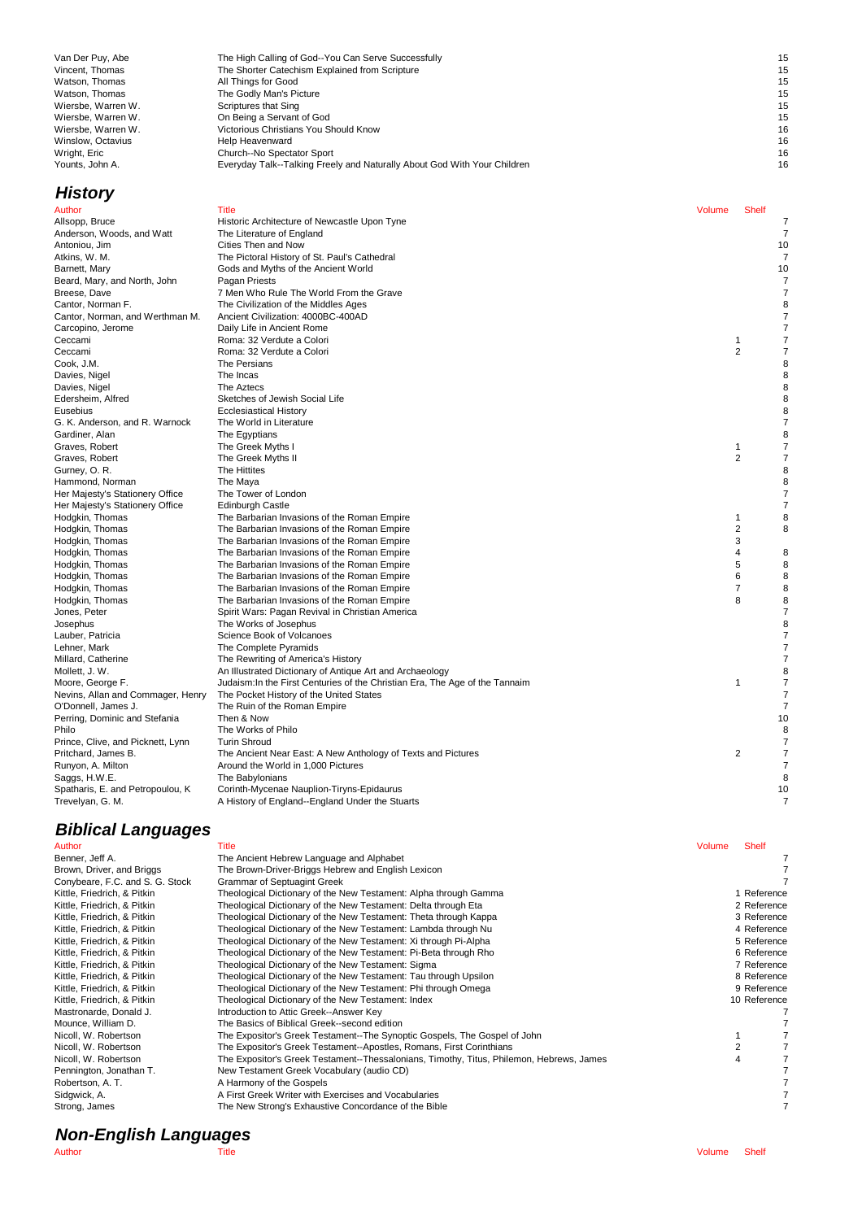| | | | |
|---|---|---|---|
| Van Der Puy, Abe | The High Calling of God--You Can Serve Successfully | | 15 |
| Vincent, Thomas | The Shorter Catechism Explained from Scripture | | 15 |
| Watson, Thomas | All Things for Good | | 15 |
| Watson, Thomas | The Godly Man's Picture | | 15 |
| Wiersbe, Warren W. | Scriptures that Sing | | 15 |
| Wiersbe, Warren W. | On Being a Servant of God | | 15 |
| Wiersbe, Warren W. | Victorious Christians You Should Know | | 16 |
| Winslow, Octavius | Help Heavenward | | 16 |
| Wright, Eric | Church--No Spectator Sport | | 16 |
| Younts, John A. | Everyday Talk--Talking Freely and Naturally About God With Your Children | | 16 |

## *History*

| Author | Title | Volume | Shelf |
|---|---|---|---|
| Allsopp, Bruce | Historic Architecture of Newcastle Upon Tyne | | 7 |
| Anderson, Woods, and Watt | The Literature of England | | 7 |
| Antoniou, Jim | Cities Then and Now | | 10 |
| Atkins, W. M. | The Pictoral History of St. Paul's Cathedral | | 7 |
| Barnett, Mary | Gods and Myths of the Ancient World | | 10 |
| Beard, Mary, and North, John | Pagan Priests | | 7 |
| Breese, Dave | 7 Men Who Rule The World From the Grave | | 7 |
| Cantor, Norman F. | The Civilization of the Middles Ages | | 8 |
| Cantor, Norman, and Werthman M. | Ancient Civilization: 4000BC-400AD | | 7 |
| Carcopino, Jerome | Daily Life in Ancient Rome | | 7 |
| Ceccami | Roma: 32 Verdute a Colori | 1 | 7 |
| Ceccami | Roma: 32 Verdute a Colori | 2 | 7 |
| Cook, J.M. | The Persians | | 8 |
| Davies, Nigel | The Incas | | 8 |
| Davies, Nigel | The Aztecs | | 8 |
| Edersheim, Alfred | Sketches of Jewish Social Life | | 8 |
| Eusebius | Ecclesiastical History | | 8 |
| G. K. Anderson, and R. Warnock | The World in Literature | | 7 |
| Gardiner, Alan | The Egyptians | | 8 |
| Graves, Robert | The Greek Myths I | 1 | 7 |
| Graves, Robert | The Greek Myths II | 2 | 7 |
| Gurney, O. R. | The Hittites | | 8 |
| Hammond, Norman | The Maya | | 8 |
| Her Majesty's Stationery Office | The Tower of London | | 7 |
| Her Majesty's Stationery Office | Edinburgh Castle | | 7 |
| Hodgkin, Thomas | The Barbarian Invasions of the Roman Empire | 1 | 8 |
| Hodgkin, Thomas | The Barbarian Invasions of the Roman Empire | 2 | 8 |
| Hodgkin, Thomas | The Barbarian Invasions of the Roman Empire | 3 | |
| Hodgkin, Thomas | The Barbarian Invasions of the Roman Empire | 4 | 8 |
| Hodgkin, Thomas | The Barbarian Invasions of the Roman Empire | 5 | 8 |
| Hodgkin, Thomas | The Barbarian Invasions of the Roman Empire | 6 | 8 |
| Hodgkin, Thomas | The Barbarian Invasions of the Roman Empire | 7 | 8 |
| Hodgkin, Thomas | The Barbarian Invasions of the Roman Empire | 8 | 8 |
| Jones, Peter | Spirit Wars: Pagan Revival in Christian America | | 7 |
| Josephus | The Works of Josephus | | 8 |
| Lauber, Patricia | Science Book of Volcanoes | | 7 |
| Lehner, Mark | The Complete Pyramids | | 7 |
| Millard, Catherine | The Rewriting of America's History | | 7 |
| Mollett, J. W. | An Illustrated Dictionary of Antique Art and Archaeology | | 8 |
| Moore, George F. | Judaism:In the First Centuries of the Christian Era, The Age of the Tannaim | 1 | 7 |
| Nevins, Allan and Commager, Henry | The Pocket History of the United States | | 7 |
| O'Donnell, James J. | The Ruin of the Roman Empire | | 7 |
| Perring, Dominic and Stefania | Then & Now | | 10 |
| Philo | The Works of Philo | | 8 |
| Prince, Clive, and Picknett, Lynn | Turin Shroud | | 7 |
| Pritchard, James B. | The Ancient Near East: A New Anthology of Texts and Pictures | 2 | 7 |
| Runyon, A. Milton | Around the World in 1,000 Pictures | | 7 |
| Saggs, H.W.E. | The Babylonians | | 8 |
| Spatharis, E. and Petropoulou, K | Corinth-Mycenae Nauplion-Tiryns-Epidaurus | | 10 |
| Trevelyan, G. M. | A History of England--England Under the Stuarts | | 7 |

## *Biblical Languages*

| Author | Title | Volume | Shelf |
|---|---|---|---|
| Benner, Jeff A. | The Ancient Hebrew Language and Alphabet | | 7 |
| Brown, Driver, and Briggs | The Brown-Driver-Briggs Hebrew and English Lexicon | | 7 |
| Conybeare, F.C. and S. G. Stock | Grammar of Septuagint Greek | | 7 |
| Kittle, Friedrich, & Pitkin | Theological Dictionary of the New Testament: Alpha through Gamma | 1 | Reference |
| Kittle, Friedrich, & Pitkin | Theological Dictionary of the New Testament: Delta through Eta | 2 | Reference |
| Kittle, Friedrich, & Pitkin | Theological Dictionary of the New Testament: Theta through Kappa | 3 | Reference |
| Kittle, Friedrich, & Pitkin | Theological Dictionary of the New Testament: Lambda through Nu | 4 | Reference |
| Kittle, Friedrich, & Pitkin | Theological Dictionary of the New Testament: Xi through Pi-Alpha | 5 | Reference |
| Kittle, Friedrich, & Pitkin | Theological Dictionary of the New Testament: Pi-Beta through Rho | 6 | Reference |
| Kittle, Friedrich, & Pitkin | Theological Dictionary of the New Testament: Sigma | 7 | Reference |
| Kittle, Friedrich, & Pitkin | Theological Dictionary of the New Testament: Tau through Upsilon | 8 | Reference |
| Kittle, Friedrich, & Pitkin | Theological Dictionary of the New Testament: Phi through Omega | 9 | Reference |
| Kittle, Friedrich, & Pitkin | Theological Dictionary of the New Testament: Index | 10 | Reference |
| Mastronarde, Donald J. | Introduction to Attic Greek--Answer Key | | 7 |
| Mounce, William D. | The Basics of Biblical Greek--second edition | | 7 |
| Nicoll, W. Robertson | The Expositor's Greek Testament--The Synoptic Gospels, The Gospel of John | 1 | 7 |
| Nicoll, W. Robertson | The Expositor's Greek Testament--Apostles, Romans, First Corinthians | 2 | 7 |
| Nicoll, W. Robertson | The Expositor's Greek Testament--Thessalonians, Timothy, Titus, Philemon, Hebrews, James | 4 | 7 |
| Pennington, Jonathan T. | New Testament Greek Vocabulary (audio CD) | | 7 |
| Robertson, A. T. | A Harmony of the Gospels | | 7 |
| Sidgwick, A. | A First Greek Writer with Exercises and Vocabularies | | 7 |
| Strong, James | The New Strong's Exhaustive Concordance of the Bible | | 7 |

## *Non-English Languages*

| Author | Title | Volume | Shelf |
|---|---|---|---|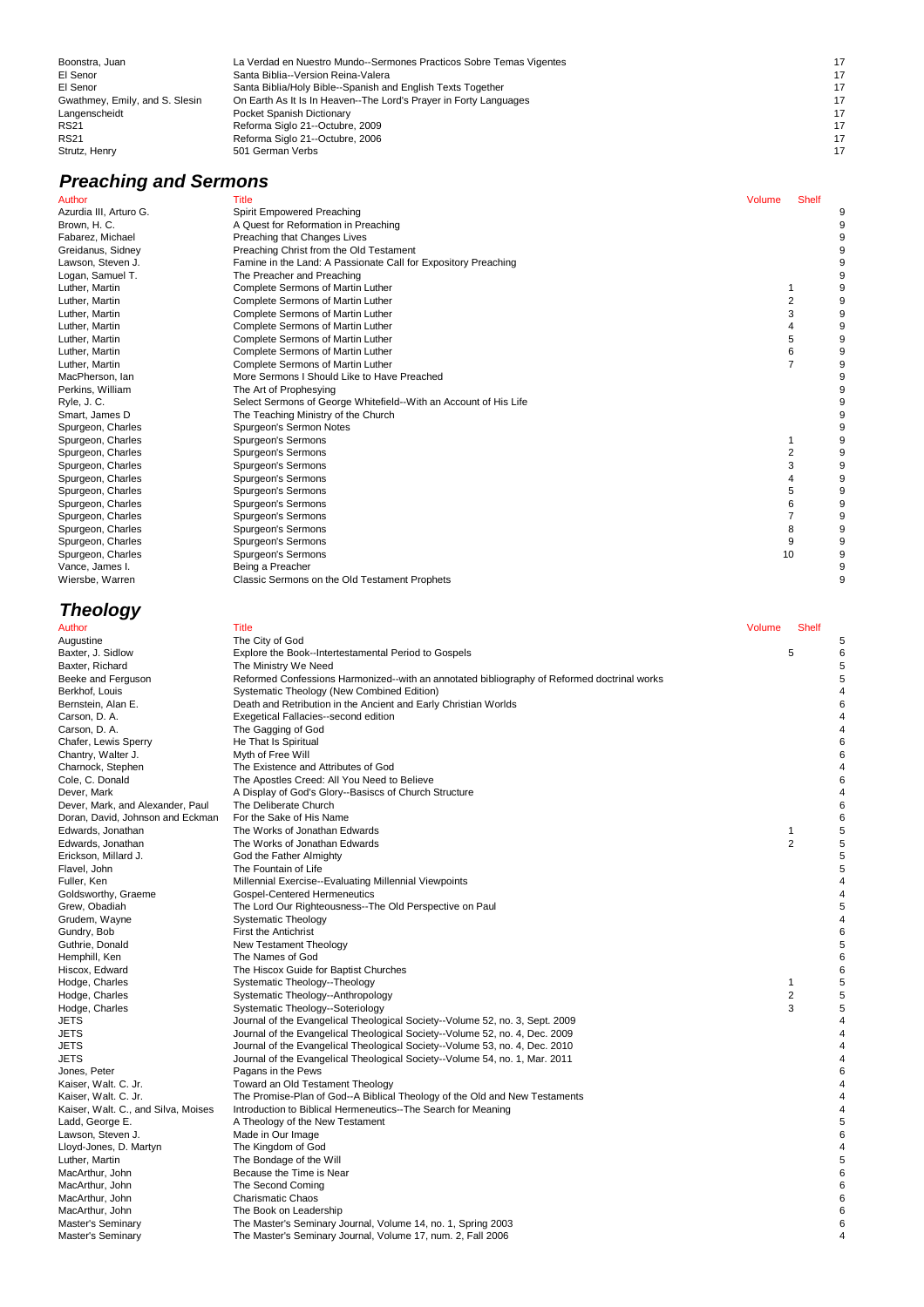| | | | |
|---|---|---|---|
| Boonstra, Juan | La Verdad en Nuestro Mundo--Sermones Practicos Sobre Temas Vigentes | | 17 |
| El Senor | Santa Biblia--Version Reina-Valera | | 17 |
| El Senor | Santa Biblia/Holy Bible--Spanish and English Texts Together | | 17 |
| Gwathmey, Emily, and S. Slesin | On Earth As It Is In Heaven--The Lord's Prayer in Forty Languages | | 17 |
| Langenscheidt | Pocket Spanish Dictionary | | 17 |
| RS21 | Reforma Siglo 21--Octubre, 2009 | | 17 |
| RS21 | Reforma Siglo 21--Octubre, 2006 | | 17 |
| Strutz, Henry | 501 German Verbs | | 17 |

## *Preaching and Sermons*

| Author | Title | Volume | Shelf |
|---|---|---|---|
| Azurdia III, Arturo G. | Spirit Empowered Preaching | | 9 |
| Brown, H. C. | A Quest for Reformation in Preaching | | 9 |
| Fabarez, Michael | Preaching that Changes Lives | | 9 |
| Greidanus, Sidney | Preaching Christ from the Old Testament | | 9 |
| Lawson, Steven J. | Famine in the Land: A Passionate Call for Expository Preaching | | 9 |
| Logan, Samuel T. | The Preacher and Preaching | | 9 |
| Luther, Martin | Complete Sermons of Martin Luther | 1 | 9 |
| Luther, Martin | Complete Sermons of Martin Luther | 2 | 9 |
| Luther, Martin | Complete Sermons of Martin Luther | 3 | 9 |
| Luther, Martin | Complete Sermons of Martin Luther | 4 | 9 |
| Luther, Martin | Complete Sermons of Martin Luther | 5 | 9 |
| Luther, Martin | Complete Sermons of Martin Luther | 6 | 9 |
| Luther, Martin | Complete Sermons of Martin Luther | 7 | 9 |
| MacPherson, Ian | More Sermons I Should Like to Have Preached | | 9 |
| Perkins, William | The Art of Prophesying | | 9 |
| Ryle, J. C. | Select Sermons of George Whitefield--With an Account of His Life | | 9 |
| Smart, James D | The Teaching Ministry of the Church | | 9 |
| Spurgeon, Charles | Spurgeon's Sermon Notes | | 9 |
| Spurgeon, Charles | Spurgeon's Sermons | 1 | 9 |
| Spurgeon, Charles | Spurgeon's Sermons | 2 | 9 |
| Spurgeon, Charles | Spurgeon's Sermons | 3 | 9 |
| Spurgeon, Charles | Spurgeon's Sermons | 4 | 9 |
| Spurgeon, Charles | Spurgeon's Sermons | 5 | 9 |
| Spurgeon, Charles | Spurgeon's Sermons | 6 | 9 |
| Spurgeon, Charles | Spurgeon's Sermons | 7 | 9 |
| Spurgeon, Charles | Spurgeon's Sermons | 8 | 9 |
| Spurgeon, Charles | Spurgeon's Sermons | 9 | 9 |
| Spurgeon, Charles | Spurgeon's Sermons | 10 | 9 |
| Vance, James I. | Being a Preacher | | 9 |
| Wiersbe, Warren | Classic Sermons on the Old Testament Prophets | | 9 |

## *Theology*

| Author | Title | Volume | Shelf |
|---|---|---|---|
| Augustine | The City of God | | 5 |
| Baxter, J. Sidlow | Explore the Book--Intertestamental Period to Gospels | 5 | 6 |
| Baxter, Richard | The Ministry We Need | | 5 |
| Beeke and Ferguson | Reformed Confessions Harmonized--with an annotated bibliography of Reformed doctrinal works | | 5 |
| Berkhof, Louis | Systematic Theology (New Combined Edition) | | 4 |
| Bernstein, Alan E. | Death and Retribution in the Ancient and Early Christian Worlds | | 6 |
| Carson, D. A. | Exegetical Fallacies--second edition | | 4 |
| Carson, D. A. | The Gagging of God | | 4 |
| Chafer, Lewis Sperry | He That Is Spiritual | | 6 |
| Chantry, Walter J. | Myth of Free Will | | 6 |
| Charnock, Stephen | The Existence and Attributes of God | | 4 |
| Cole, C. Donald | The Apostles Creed: All You Need to Believe | | 6 |
| Dever, Mark | A Display of God's Glory--Basiscs of Church Structure | | 4 |
| Dever, Mark, and Alexander, Paul | The Deliberate Church | | 6 |
| Doran, David, Johnson and Eckman | For the Sake of His Name | | 6 |
| Edwards, Jonathan | The Works of Jonathan Edwards | 1 | 5 |
| Edwards, Jonathan | The Works of Jonathan Edwards | 2 | 5 |
| Erickson, Millard J. | God the Father Almighty | | 5 |
| Flavel, John | The Fountain of Life | | 5 |
| Fuller, Ken | Millennial Exercise--Evaluating Millennial Viewpoints | | 4 |
| Goldsworthy, Graeme | Gospel-Centered Hermeneutics | | 4 |
| Grew, Obadiah | The Lord Our Righteousness--The Old Perspective on Paul | | 5 |
| Grudem, Wayne | Systematic Theology | | 4 |
| Gundry, Bob | First the Antichrist | | 6 |
| Guthrie, Donald | New Testament Theology | | 5 |
| Hemphill, Ken | The Names of God | | 6 |
| Hiscox, Edward | The Hiscox Guide for Baptist Churches | | 6 |
| Hodge, Charles | Systematic Theology--Theology | 1 | 5 |
| Hodge, Charles | Systematic Theology--Anthropology | 2 | 5 |
| Hodge, Charles | Systematic Theology--Soteriology | 3 | 5 |
| JETS | Journal of the Evangelical Theological Society--Volume 52, no. 3, Sept. 2009 | | 4 |
| JETS | Journal of the Evangelical Theological Society--Volume 52, no. 4, Dec. 2009 | | 4 |
| JETS | Journal of the Evangelical Theological Society--Volume 53, no. 4, Dec. 2010 | | 4 |
| JETS | Journal of the Evangelical Theological Society--Volume 54, no. 1, Mar. 2011 | | 4 |
| Jones, Peter | Pagans in the Pews | | 6 |
| Kaiser, Walt. C. Jr. | Toward an Old Testament Theology | | 4 |
| Kaiser, Walt. C. Jr. | The Promise-Plan of God--A Biblical Theology of the Old and New Testaments | | 4 |
| Kaiser, Walt. C., and Silva, Moises | Introduction to Biblical Hermeneutics--The Search for Meaning | | 4 |
| Ladd, George E. | A Theology of the New Testament | | 5 |
| Lawson, Steven J. | Made in Our Image | | 6 |
| Lloyd-Jones, D. Martyn | The Kingdom of God | | 4 |
| Luther, Martin | The Bondage of the Will | | 5 |
| MacArthur, John | Because the Time is Near | | 6 |
| MacArthur, John | The Second Coming | | 6 |
| MacArthur, John | Charismatic Chaos | | 6 |
| MacArthur, John | The Book on Leadership | | 6 |
| Master's Seminary | The Master's Seminary Journal, Volume 14, no. 1, Spring 2003 | | 6 |
| Master's Seminary | The Master's Seminary Journal, Volume 17, num. 2, Fall 2006 | | 4 |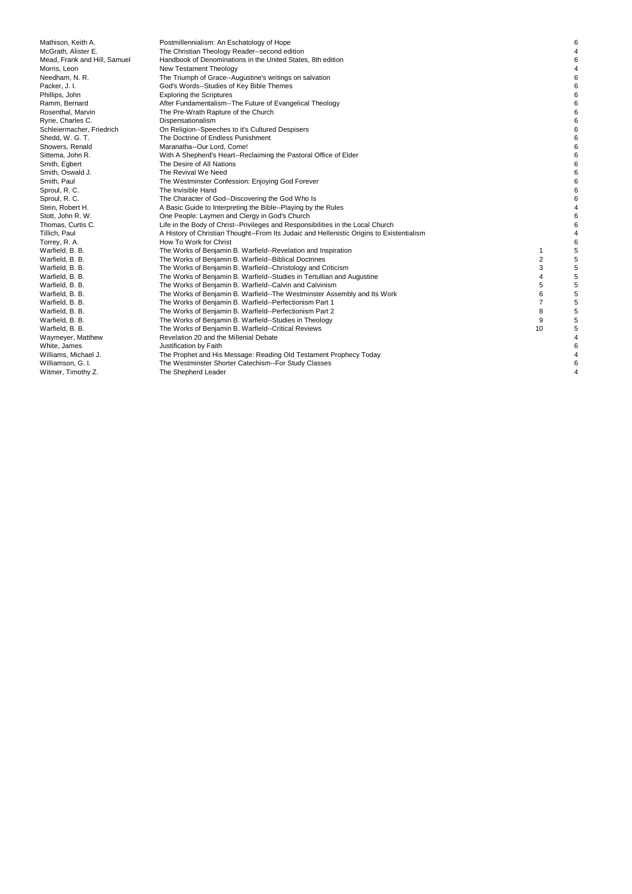| | | | |
|---|---|---|---|
| Mathison, Keith A. | Postmillennialism: An Eschatology of Hope | | 6 |
| McGrath, Alister E. | The Christian Theology Reader--second edition | | 4 |
| Mead, Frank and Hill, Samuel | Handbook of Denominations in the United States, 8th edition | | 6 |
| Morris, Leon | New Testament Theology | | 4 |
| Needham, N. R. | The Triumph of Grace--Augustine's writings on salvation | | 6 |
| Packer, J. I. | God's Words--Studies of Key Bible Themes | | 6 |
| Phillips, John | Exploring the Scriptures | | 6 |
| Ramm, Bernard | After Fundamentalism--The Future of Evangelical Theology | | 6 |
| Rosenthal, Marvin | The Pre-Wrath Rapture of the Church | | 6 |
| Ryrie, Charles C. | Dispensationalism | | 6 |
| Schleiermacher, Friedrich | On Religion--Speeches to it's Cultured Despisers | | 6 |
| Shedd, W. G. T. | The Doctrine of Endless Punishment | | 6 |
| Showers, Renald | Maranatha--Our Lord, Come! | | 6 |
| Sittema, John R. | With A Shepherd's Heart--Reclaiming the Pastoral Office of Elder | | 6 |
| Smith, Egbert | The Desire of All Nations | | 6 |
| Smith, Oswald J. | The Revival We Need | | 6 |
| Smith, Paul | The Westminster Confession: Enjoying God Forever | | 6 |
| Sproul, R. C. | The Invisible Hand | | 6 |
| Sproul, R. C. | The Character of God--Discovering the God Who Is | | 6 |
| Stein, Robert H. | A Basic Guide to Interpreting the Bible--Playing by the Rules | | 4 |
| Stott, John R. W. | One People: Laymen and Clergy in God's Church | | 6 |
| Thomas, Curtis C. | Life in the Body of Christ--Privileges and Responsibilities in the Local Church | | 6 |
| Tillich, Paul | A History of Christian Thought--From Its Judaic and Hellenistic Origins to Existentialism | | 4 |
| Torrey, R. A. | How To Work for Christ | | 6 |
| Warfield, B. B. | The Works of Benjamin B. Warfield--Revelation and Inspiration | 1 | 5 |
| Warfield, B. B. | The Works of Benjamin B. Warfield--Biblical Doctrines | 2 | 5 |
| Warfield, B. B. | The Works of Benjamin B. Warfield--Christology and Criticism | 3 | 5 |
| Warfield, B. B. | The Works of Benjamin B. Warfield--Studies in Tertullian and Augustine | 4 | 5 |
| Warfield, B. B. | The Works of Benjamin B. Warfield--Calvin and Calvinism | 5 | 5 |
| Warfield, B. B. | The Works of Benjamin B. Warfield--The Westminster Assembly and Its Work | 6 | 5 |
| Warfield, B. B. | The Works of Benjamin B. Warfield--Perfectionism Part 1 | 7 | 5 |
| Warfield, B. B. | The Works of Benjamin B. Warfield--Perfectionism Part 2 | 8 | 5 |
| Warfield, B. B. | The Works of Benjamin B. Warfield--Studies in Theology | 9 | 5 |
| Warfield, B. B. | The Works of Benjamin B. Warfield--Critical Reviews | 10 | 5 |
| Waymeyer, Matthew | Revelation 20 and the Millenial Debate | | 4 |
| White, James | Justification by Faith | | 6 |
| Williams, Michael J. | The Prophet and His Message: Reading Old Testament Prophecy Today | | 4 |
| Williamson, G. I. | The Westminster Shorter Catechism--For Study Classes | | 6 |
| Witmer, Timothy Z. | The Shepherd Leader | | 4 |